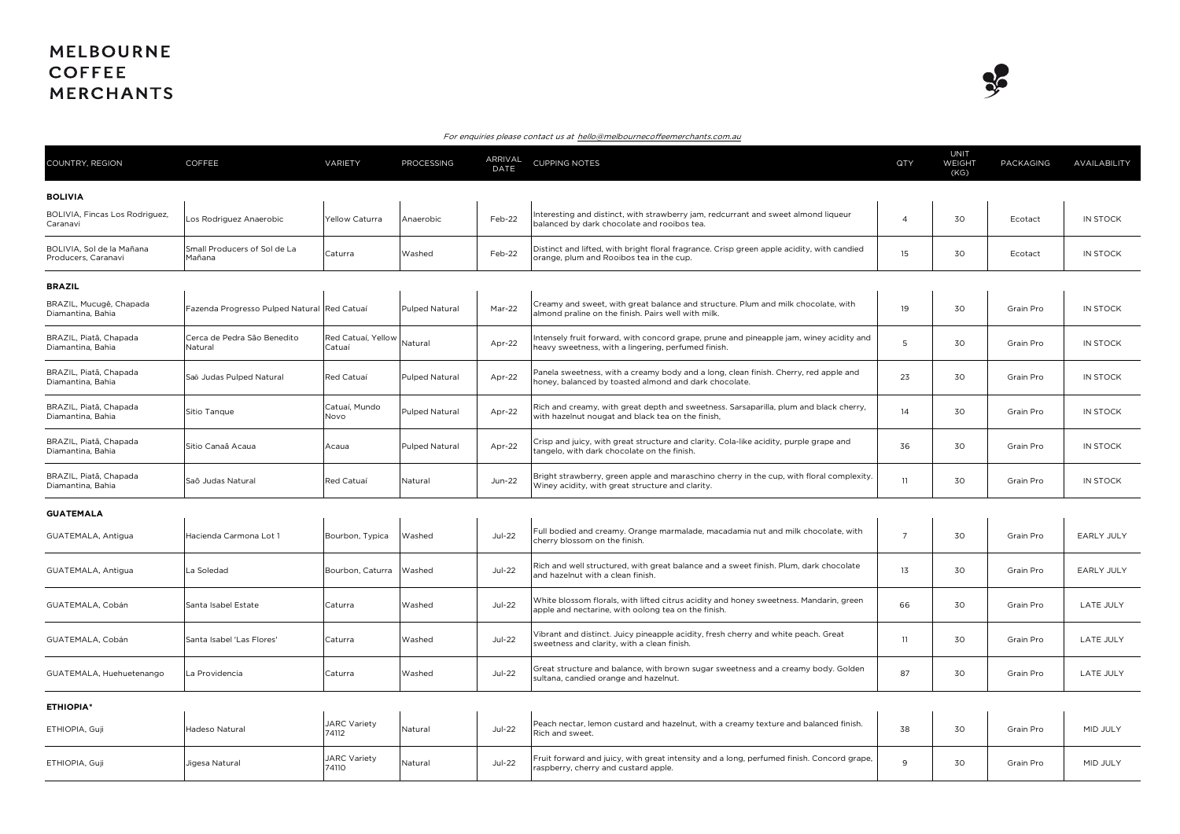# MELBOURNE COFFEE MERCHANTS

*For enquiries please contact us at hello@melbournecoffeemerchants.com.au*

| COUNTRY, REGION | COFFEE | VARIETY | PROCESSING | ARRIVAL DATE | CUPPING NOTES | QTY | UNIT WEIGHT (KG) | PACKAGING | AVAILABILITY |
|---|---|---|---|---|---|---|---|---|---|
| **BOLIVIA** | | | | | | | | | |
| BOLIVIA, Fincas Los Rodriguez, Caranavi | Los Rodriguez Anaerobic | Yellow Caturra | Anaerobic | Feb-22 | Interesting and distinct, with strawberry jam, redcurrant and sweet almond liqueur balanced by dark chocolate and rooibos tea. | 4 | 30 | Ecotact | IN STOCK |
| BOLIVIA, Sol de la Mañana Producers, Caranavi | Small Producers of Sol de La Mañana | Caturra | Washed | Feb-22 | Distinct and lifted, with bright floral fragrance. Crisp green apple acidity, with candied orange, plum and Rooibos tea in the cup. | 15 | 30 | Ecotact | IN STOCK |
| **BRAZIL** | | | | | | | | | |
| BRAZIL, Mucugê, Chapada Diamantina, Bahia | Fazenda Progresso Pulped Natural | Red Catuaí | Pulped Natural | Mar-22 | Creamy and sweet, with great balance and structure. Plum and milk chocolate, with almond praline on the finish. Pairs well with milk. | 19 | 30 | Grain Pro | IN STOCK |
| BRAZIL, Piatã, Chapada Diamantina, Bahia | Cerca de Pedra São Benedito Natural | Red Catuaí, Yellow Catuaí | Natural | Apr-22 | Intensely fruit forward, with concord grape, prune and pineapple jam, winey acidity and heavy sweetness, with a lingering, perfumed finish. | 5 | 30 | Grain Pro | IN STOCK |
| BRAZIL, Piatã, Chapada Diamantina, Bahia | Saõ Judas Pulped Natural | Red Catuaí | Pulped Natural | Apr-22 | Panela sweetness, with a creamy body and a long, clean finish. Cherry, red apple and honey, balanced by toasted almond and dark chocolate. | 23 | 30 | Grain Pro | IN STOCK |
| BRAZIL, Piatã, Chapada Diamantina, Bahia | Sitio Tanque | Catuaí, Mundo Novo | Pulped Natural | Apr-22 | Rich and creamy, with great depth and sweetness. Sarsaparilla, plum and black cherry, with hazelnut nougat and black tea on the finish, | 14 | 30 | Grain Pro | IN STOCK |
| BRAZIL, Piatã, Chapada Diamantina, Bahia | Sitio Canaã Acaua | Acaua | Pulped Natural | Apr-22 | Crisp and juicy, with great structure and clarity. Cola-like acidity, purple grape and tangelo, with dark chocolate on the finish. | 36 | 30 | Grain Pro | IN STOCK |
| BRAZIL, Piatã, Chapada Diamantina, Bahia | Saõ Judas Natural | Red Catuaí | Natural | Jun-22 | Bright strawberry, green apple and maraschino cherry in the cup, with floral complexity. Winey acidity, with great structure and clarity. | 11 | 30 | Grain Pro | IN STOCK |
| **GUATEMALA** | | | | | | | | | |
| GUATEMALA, Antigua | Hacienda Carmona Lot 1 | Bourbon, Typica | Washed | Jul-22 | Full bodied and creamy. Orange marmalade, macadamia nut and milk chocolate, with cherry blossom on the finish. | 7 | 30 | Grain Pro | EARLY JULY |
| GUATEMALA, Antigua | La Soledad | Bourbon, Caturra | Washed | Jul-22 | Rich and well structured, with great balance and a sweet finish. Plum, dark chocolate and hazelnut with a clean finish. | 13 | 30 | Grain Pro | EARLY JULY |
| GUATEMALA, Cobán | Santa Isabel Estate | Caturra | Washed | Jul-22 | White blossom florals, with lifted citrus acidity and honey sweetness. Mandarin, green apple and nectarine, with oolong tea on the finish. | 66 | 30 | Grain Pro | LATE JULY |
| GUATEMALA, Cobán | Santa Isabel 'Las Flores' | Caturra | Washed | Jul-22 | Vibrant and distinct. Juicy pineapple acidity, fresh cherry and white peach. Great sweetness and clarity, with a clean finish. | 11 | 30 | Grain Pro | LATE JULY |
| GUATEMALA, Huehuetenango | La Providencia | Caturra | Washed | Jul-22 | Great structure and balance, with brown sugar sweetness and a creamy body. Golden sultana, candied orange and hazelnut. | 87 | 30 | Grain Pro | LATE JULY |
| **ETHIOPIA*** | | | | | | | | | |
| ETHIOPIA, Guji | Hadeso Natural | JARC Variety 74112 | Natural | Jul-22 | Peach nectar, lemon custard and hazelnut, with a creamy texture and balanced finish. Rich and sweet. | 38 | 30 | Grain Pro | MID JULY |
| ETHIOPIA, Guji | Jigesa Natural | JARC Variety 74110 | Natural | Jul-22 | Fruit forward and juicy, with great intensity and a long, perfumed finish. Concord grape, raspberry, cherry and custard apple. | 9 | 30 | Grain Pro | MID JULY |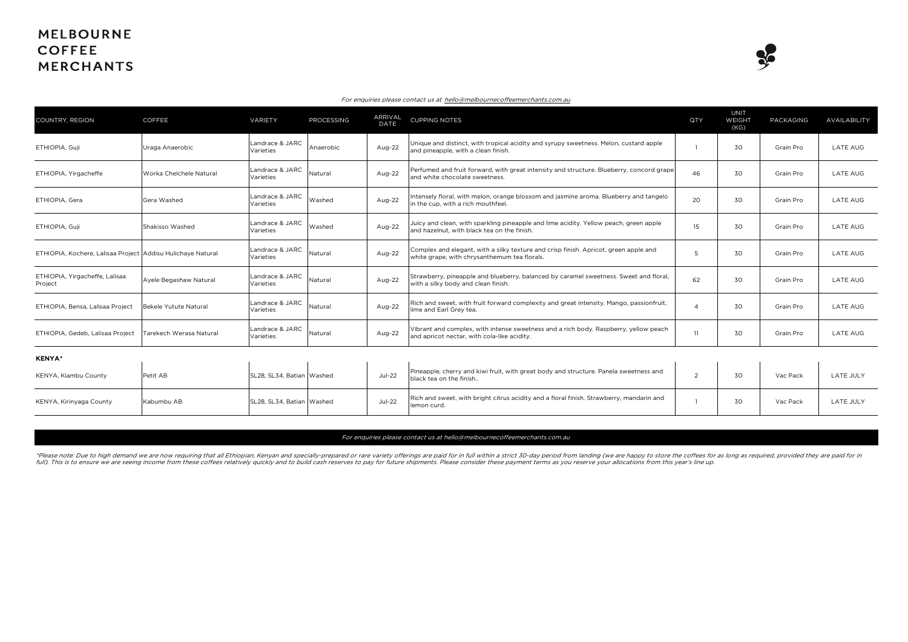# MELBOURNE COFFEE MERCHANTS

*For enquiries please contact us at hello@melbournecoffeemerchants.com.au*

| COUNTRY, REGION | COFFEE | VARIETY | PROCESSING | ARRIVAL DATE | CUPPING NOTES | QTY | UNIT WEIGHT (KG) | PACKAGING | AVAILABILITY |
|---|---|---|---|---|---|---|---|---|---|
| ETHIOPIA, Guji | Uraga Anaerobic | Landrace & JARC Varieties | Anaerobic | Aug-22 | Unique and distinct, with tropical acidity and syrupy sweetness. Melon, custard apple and pineapple, with a clean finish. | 1 | 30 | Grain Pro | LATE AUG |
| ETHIOPIA, Yirgacheffe | Worka Chelchele Natural | Landrace & JARC Varieties | Natural | Aug-22 | Perfumed and fruit forward, with great intensity and structure. Blueberry, concord grape and white chocolate sweetness. | 46 | 30 | Grain Pro | LATE AUG |
| ETHIOPIA, Gera | Gera Washed | Landrace & JARC Varieties | Washed | Aug-22 | Intensely floral, with melon, orange blossom and jasmine aroma. Blueberry and tangelo in the cup, with a rich mouthfeel. | 20 | 30 | Grain Pro | LATE AUG |
| ETHIOPIA, Guji | Shakisso Washed | Landrace & JARC Varieties | Washed | Aug-22 | Juicy and clean, with sparkling pineapple and lime acidity. Yellow peach, green apple and hazelnut, with black tea on the finish. | 15 | 30 | Grain Pro | LATE AUG |
| ETHIOPIA, Kochere, Lalisaa Project | Addisu Hulichaye Natural | Landrace & JARC Varieties | Natural | Aug-22 | Complex and elegant, with a silky texture and crisp finish. Apricot, green apple and white grape, with chrysanthemum tea florals. | 5 | 30 | Grain Pro | LATE AUG |
| ETHIOPIA, Yirgacheffe, Lalisaa Project | Ayele Begashaw Natural | Landrace & JARC Varieties | Natural | Aug-22 | Strawberry, pineapple and blueberry, balanced by caramel sweetness. Sweet and floral, with a silky body and clean finish. | 62 | 30 | Grain Pro | LATE AUG |
| ETHIOPIA, Bensa, Lalisaa Project | Bekele Yutute Natural | Landrace & JARC Varieties | Natural | Aug-22 | Rich and sweet, with fruit forward complexity and great intensity. Mango, passionfruit, lime and Earl Grey tea. | 4 | 30 | Grain Pro | LATE AUG |
| ETHIOPIA, Gedeb, Lalisaa Project | Tarekech Werasa Natural | Landrace & JARC Varieties | Natural | Aug-22 | Vibrant and complex, with intense sweetness and a rich body. Raspberry, yellow peach and apricot nectar, with cola-like acidity. | 11 | 30 | Grain Pro | LATE AUG |
| **KENYA*** | | | | | | | | | |
| KENYA, Kiambu County | Petit AB | SL28, SL34, Batian | Washed | Jul-22 | Pineapple, cherry and kiwi fruit, with great body and structure. Panela sweetness and black tea on the finish.. | 2 | 30 | Vac Pack | LATE JULY |
| KENYA, Kirinyaga County | Kabumbu AB | SL28, SL34, Batian | Washed | Jul-22 | Rich and sweet, with bright citrus acidity and a floral finish. Strawberry, mandarin and lemon curd. | 1 | 30 | Vac Pack | LATE JULY |

*For enquiries please contact us at hello@melbournecoffeemerchants.com.au*

*\*Please note: Due to high demand we are now requiring that all Ethiopian, Kenyan and specially-prepared or rare variety offerings are paid for in full within a strict 30-day period from landing (we are happy to store the coffees for as long as required, provided they are paid for in full). This is to ensure we are seeing income from these coffees relatively quickly and to build cash reserves to pay for future shipments. Please consider these payment terms as you reserve your allocations from this year's line up.*